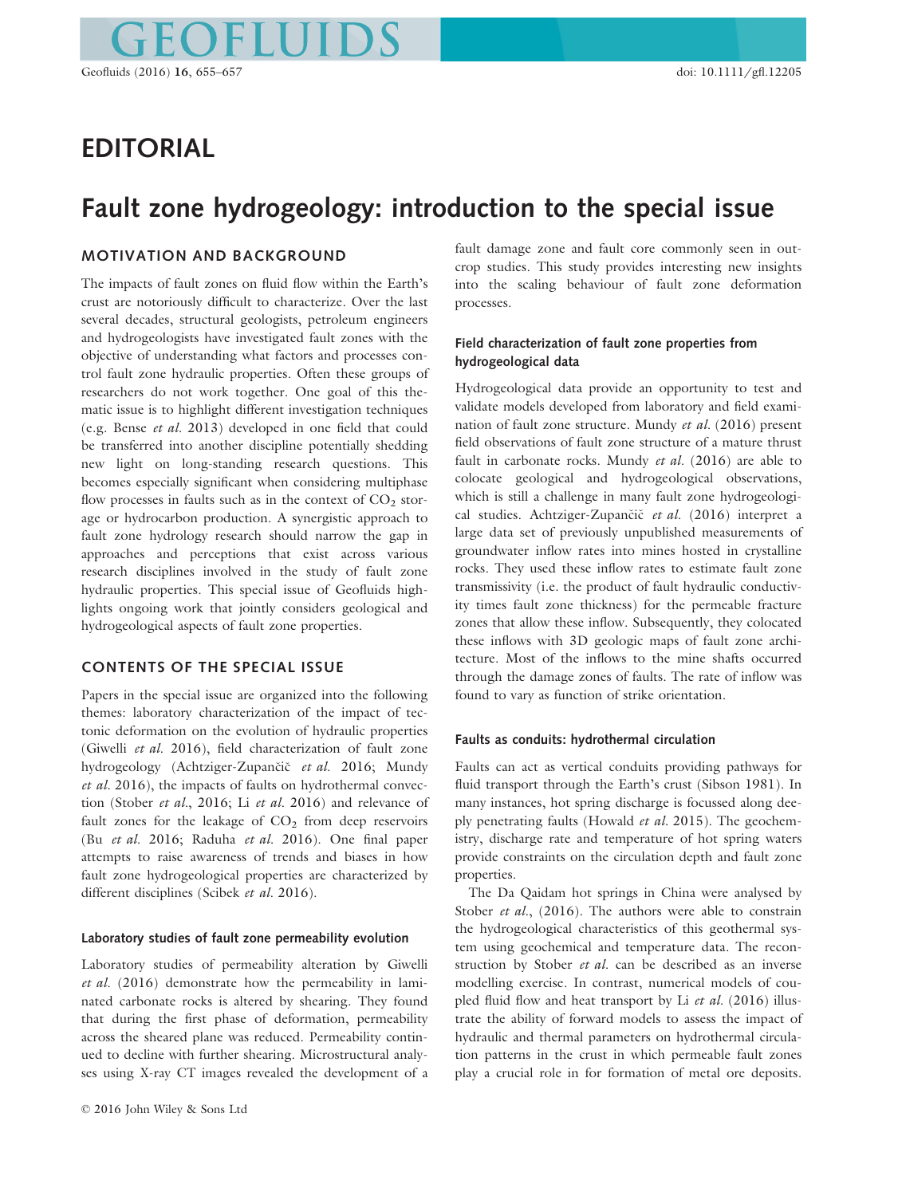# EDITORIAL

# Fault zone hydrogeology: introduction to the special issue

## MOTIVATION AND BACKGROUND

The impacts of fault zones on fluid flow within the Earth's crust are notoriously difficult to characterize. Over the last several decades, structural geologists, petroleum engineers and hydrogeologists have investigated fault zones with the objective of understanding what factors and processes control fault zone hydraulic properties. Often these groups of researchers do not work together. One goal of this thematic issue is to highlight different investigation techniques (e.g. Bense *et al.* 2013) developed in one field that could be transferred into another discipline potentially shedding new light on long-standing research questions. This becomes especially significant when considering multiphase flow processes in faults such as in the context of $CO_2$ storage or hydrocarbon production. A synergistic approach to fault zone hydrology research should narrow the gap in approaches and perceptions that exist across various research disciplines involved in the study of fault zone hydraulic properties. This special issue of Geofluids highlights ongoing work that jointly considers geological and hydrogeological aspects of fault zone properties.

## CONTENTS OF THE SPECIAL ISSUE

Papers in the special issue are organized into the following themes: laboratory characterization of the impact of tectonic deformation on the evolution of hydraulic properties (Giwelli *et al.* 2016), field characterization of fault zone hydrogeology (Achtziger-Zupančič *et al.* 2016; Mundy *et al.* 2016), the impacts of faults on hydrothermal convection (Stober *et al.*, 2016; Li *et al.* 2016) and relevance of fault zones for the leakage of $CO_2$ from deep reservoirs (Bu *et al.* 2016; Raduha *et al.* 2016). One final paper attempts to raise awareness of trends and biases in how fault zone hydrogeological properties are characterized by different disciplines (Scibek *et al.* 2016).

### Laboratory studies of fault zone permeability evolution

Laboratory studies of permeability alteration by Giwelli *et al.* (2016) demonstrate how the permeability in laminated carbonate rocks is altered by shearing. They found that during the first phase of deformation, permeability across the sheared plane was reduced. Permeability continued to decline with further shearing. Microstructural analyses using X-ray CT images revealed the development of a fault damage zone and fault core commonly seen in outcrop studies. This study provides interesting new insights into the scaling behaviour of fault zone deformation processes.

### Field characterization of fault zone properties from hydrogeological data

Hydrogeological data provide an opportunity to test and validate models developed from laboratory and field examination of fault zone structure. Mundy *et al.* (2016) present field observations of fault zone structure of a mature thrust fault in carbonate rocks. Mundy *et al.* (2016) are able to colocate geological and hydrogeological observations, which is still a challenge in many fault zone hydrogeological studies. Achtziger-Zupančič *et al.* (2016) interpret a large data set of previously unpublished measurements of groundwater inflow rates into mines hosted in crystalline rocks. They used these inflow rates to estimate fault zone transmissivity (i.e. the product of fault hydraulic conductivity times fault zone thickness) for the permeable fracture zones that allow these inflow. Subsequently, they colocated these inflows with 3D geologic maps of fault zone architecture. Most of the inflows to the mine shafts occurred through the damage zones of faults. The rate of inflow was found to vary as function of strike orientation.

### Faults as conduits: hydrothermal circulation

Faults can act as vertical conduits providing pathways for fluid transport through the Earth's crust (Sibson 1981). In many instances, hot spring discharge is focussed along deeply penetrating faults (Howald *et al.* 2015). The geochemistry, discharge rate and temperature of hot spring waters provide constraints on the circulation depth and fault zone properties.

The Da Qaidam hot springs in China were analysed by Stober *et al.*, (2016). The authors were able to constrain the hydrogeological characteristics of this geothermal system using geochemical and temperature data. The reconstruction by Stober *et al.* can be described as an inverse modelling exercise. In contrast, numerical models of coupled fluid flow and heat transport by Li *et al.* (2016) illustrate the ability of forward models to assess the impact of hydraulic and thermal parameters on hydrothermal circulation patterns in the crust in which permeable fault zones play a crucial role in for formation of metal ore deposits.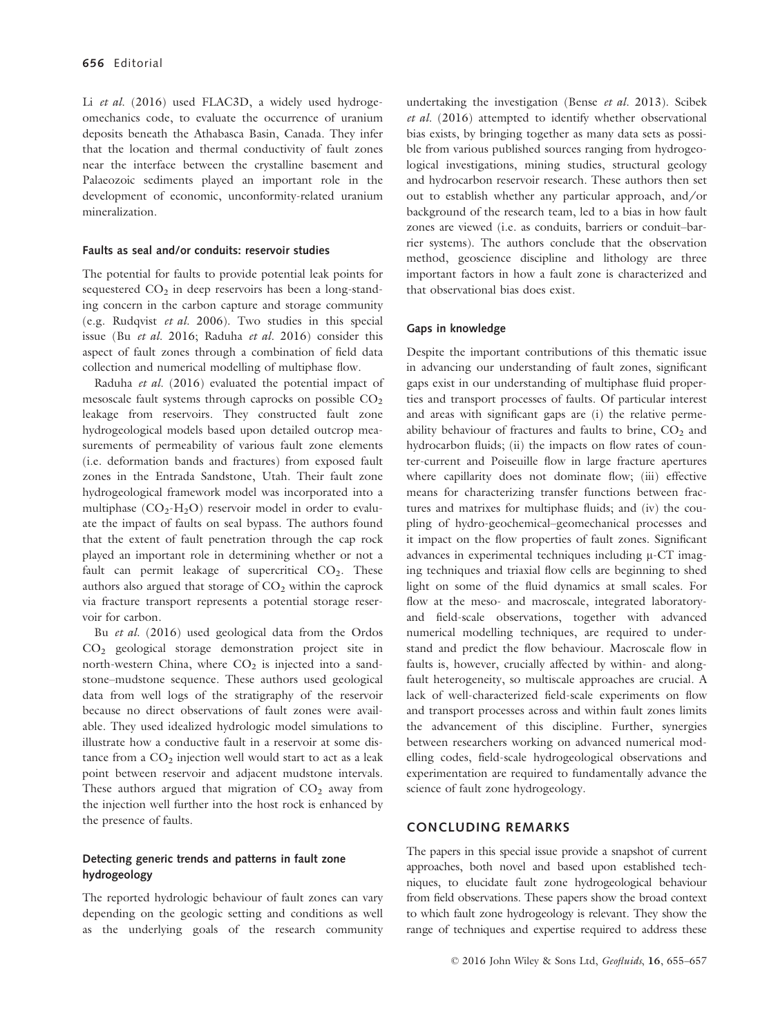Li *et al.* (2016) used FLAC3D, a widely used hydrogeomechanics code, to evaluate the occurrence of uranium deposits beneath the Athabasca Basin, Canada. They infer that the location and thermal conductivity of fault zones near the interface between the crystalline basement and Palaeozoic sediments played an important role in the development of economic, unconformity-related uranium mineralization.

### Faults as seal and/or conduits: reservoir studies

The potential for faults to provide potential leak points for sequestered $CO_2$ in deep reservoirs has been a long-standing concern in the carbon capture and storage community (e.g. Rudqvist *et al.* 2006). Two studies in this special issue (Bu *et al.* 2016; Raduha *et al.* 2016) consider this aspect of fault zones through a combination of field data collection and numerical modelling of multiphase flow.

Raduha *et al.* (2016) evaluated the potential impact of mesoscale fault systems through caprocks on possible $CO_2$ leakage from reservoirs. They constructed fault zone hydrogeological models based upon detailed outcrop measurements of permeability of various fault zone elements (i.e. deformation bands and fractures) from exposed fault zones in the Entrada Sandstone, Utah. Their fault zone hydrogeological framework model was incorporated into a multiphase ($CO_2$-$H_2O$) reservoir model in order to evaluate the impact of faults on seal bypass. The authors found that the extent of fault penetration through the cap rock played an important role in determining whether or not a fault can permit leakage of supercritical $CO_2$. These authors also argued that storage of $CO_2$ within the caprock via fracture transport represents a potential storage reservoir for carbon.

Bu *et al.* (2016) used geological data from the Ordos $CO_2$ geological storage demonstration project site in north-western China, where $CO_2$ is injected into a sandstone–mudstone sequence. These authors used geological data from well logs of the stratigraphy of the reservoir because no direct observations of fault zones were available. They used idealized hydrologic model simulations to illustrate how a conductive fault in a reservoir at some distance from a $CO_2$ injection well would start to act as a leak point between reservoir and adjacent mudstone intervals. These authors argued that migration of $CO_2$ away from the injection well further into the host rock is enhanced by the presence of faults.

### Detecting generic trends and patterns in fault zone hydrogeology

The reported hydrologic behaviour of fault zones can vary depending on the geologic setting and conditions as well as the underlying goals of the research community undertaking the investigation (Bense *et al.* 2013). Scibek *et al.* (2016) attempted to identify whether observational bias exists, by bringing together as many data sets as possible from various published sources ranging from hydrogeological investigations, mining studies, structural geology and hydrocarbon reservoir research. These authors then set out to establish whether any particular approach, and/or background of the research team, led to a bias in how fault zones are viewed (i.e. as conduits, barriers or conduit–barrier systems). The authors conclude that the observation method, geoscience discipline and lithology are three important factors in how a fault zone is characterized and that observational bias does exist.

### Gaps in knowledge

Despite the important contributions of this thematic issue in advancing our understanding of fault zones, significant gaps exist in our understanding of multiphase fluid properties and transport processes of faults. Of particular interest and areas with significant gaps are (i) the relative permeability behaviour of fractures and faults to brine, $CO_2$ and hydrocarbon fluids; (ii) the impacts on flow rates of counter-current and Poiseuille flow in large fracture apertures where capillarity does not dominate flow; (iii) effective means for characterizing transfer functions between fractures and matrixes for multiphase fluids; and (iv) the coupling of hydro-geochemical–geomechanical processes and it impact on the flow properties of fault zones. Significant advances in experimental techniques including μ-CT imaging techniques and triaxial flow cells are beginning to shed light on some of the fluid dynamics at small scales. For flow at the meso- and macroscale, integrated laboratory- and field-scale observations, together with advanced numerical modelling techniques, are required to understand and predict the flow behaviour. Macroscale flow in faults is, however, crucially affected by within- and along-fault heterogeneity, so multiscale approaches are crucial. A lack of well-characterized field-scale experiments on flow and transport processes across and within fault zones limits the advancement of this discipline. Further, synergies between researchers working on advanced numerical modelling codes, field-scale hydrogeological observations and experimentation are required to fundamentally advance the science of fault zone hydrogeology.

## CONCLUDING REMARKS

The papers in this special issue provide a snapshot of current approaches, both novel and based upon established techniques, to elucidate fault zone hydrogeological behaviour from field observations. These papers show the broad context to which fault zone hydrogeology is relevant. They show the range of techniques and expertise required to address these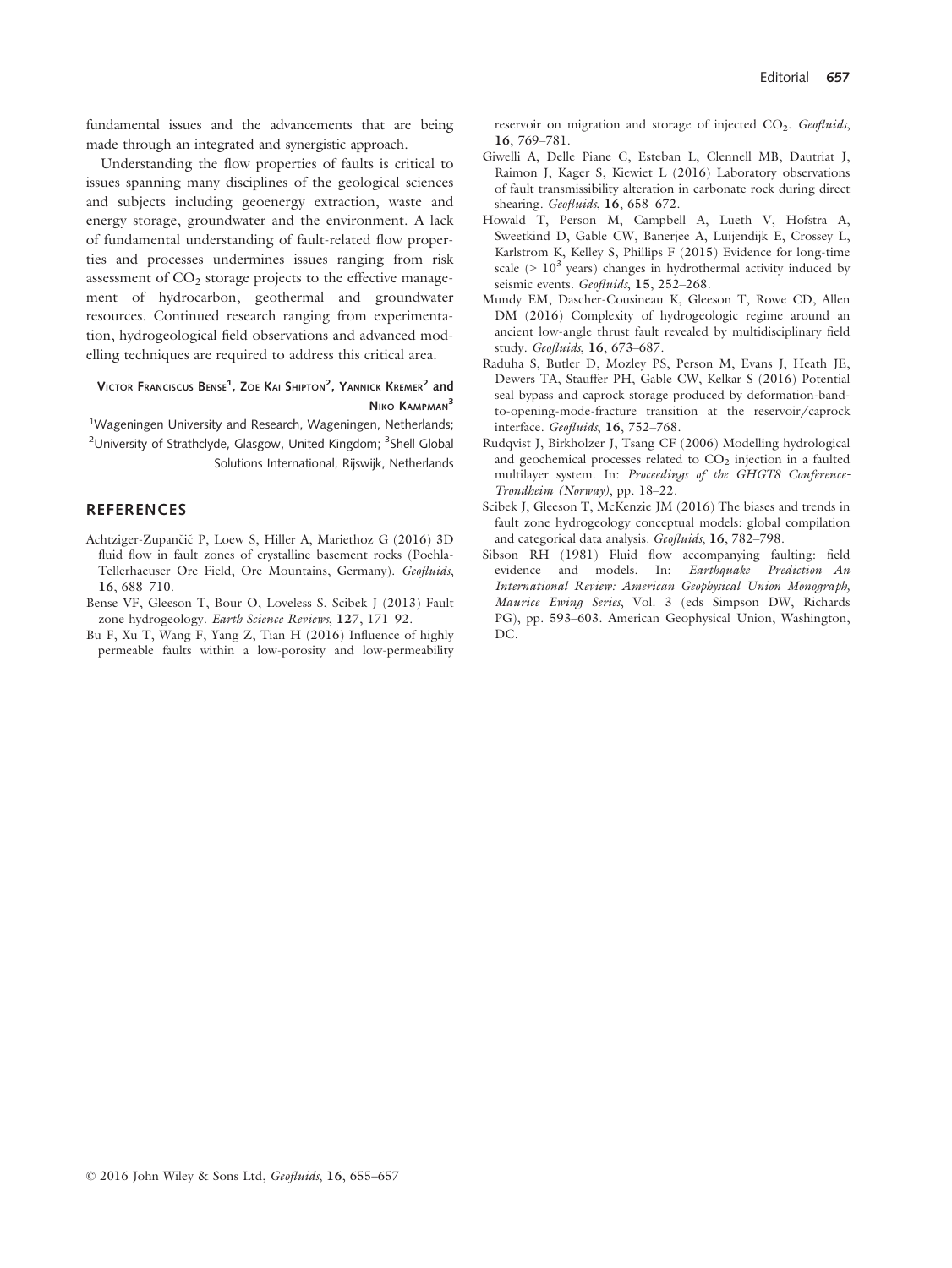fundamental issues and the advancements that are being made through an integrated and synergistic approach.

Understanding the flow properties of faults is critical to issues spanning many disciplines of the geological sciences and subjects including geoenergy extraction, waste and energy storage, groundwater and the environment. A lack of fundamental understanding of fault-related flow properties and processes undermines issues ranging from risk assessment of $CO_2$ storage projects to the effective management of hydrocarbon, geothermal and groundwater resources. Continued research ranging from experimentation, hydrogeological field observations and advanced modelling techniques are required to address this critical area.

VICTOR FRANCISCUS BENSE[1], ZOE KAI SHIPTON[2], YANNICK KREMER[2] and NIKO KAMPMAN[3]

[1]Wageningen University and Research, Wageningen, Netherlands; [2]University of Strathclyde, Glasgow, United Kingdom; [3]Shell Global Solutions International, Rijswijk, Netherlands

## REFERENCES

Achtziger-Zupančič P, Loew S, Hiller A, Mariethoz G (2016) 3D fluid flow in fault zones of crystalline basement rocks (Poehla-Tellerhaeuser Ore Field, Ore Mountains, Germany). *Geofluids*, **16**, 688–710.

Bense VF, Gleeson T, Bour O, Loveless S, Scibek J (2013) Fault zone hydrogeology. *Earth Science Reviews*, **127**, 171–92.

Bu F, Xu T, Wang F, Yang Z, Tian H (2016) Influence of highly permeable faults within a low-porosity and low-permeability reservoir on migration and storage of injected $CO_2$. *Geofluids*, **16**, 769–781.

Giwelli A, Delle Piane C, Esteban L, Clennell MB, Dautriat J, Raimon J, Kager S, Kiewiet L (2016) Laboratory observations of fault transmissibility alteration in carbonate rock during direct shearing. *Geofluids*, **16**, 658–672.

Howald T, Person M, Campbell A, Lueth V, Hofstra A, Sweetkind D, Gable CW, Banerjee A, Luijendijk E, Crossey L, Karlstrom K, Kelley S, Phillips F (2015) Evidence for long-time scale ($> 10^3$ years) changes in hydrothermal activity induced by seismic events. *Geofluids*, **15**, 252–268.

Mundy EM, Dascher-Cousineau K, Gleeson T, Rowe CD, Allen DM (2016) Complexity of hydrogeologic regime around an ancient low-angle thrust fault revealed by multidisciplinary field study. *Geofluids*, **16**, 673–687.

Raduha S, Butler D, Mozley PS, Person M, Evans J, Heath JE, Dewers TA, Stauffer PH, Gable CW, Kelkar S (2016) Potential seal bypass and caprock storage produced by deformation-band-to-opening-mode-fracture transition at the reservoir/caprock interface. *Geofluids*, **16**, 752–768.

Rudqvist J, Birkholzer J, Tsang CF (2006) Modelling hydrological and geochemical processes related to $CO_2$ injection in a faulted multilayer system. In: *Proceedings of the GHGT8 Conference-Trondheim (Norway)*, pp. 18–22.

Scibek J, Gleeson T, McKenzie JM (2016) The biases and trends in fault zone hydrogeology conceptual models: global compilation and categorical data analysis. *Geofluids*, **16**, 782–798.

Sibson RH (1981) Fluid flow accompanying faulting: field evidence and models. In: *Earthquake Prediction—An International Review: American Geophysical Union Monograph, Maurice Ewing Series*, Vol. 3 (eds Simpson DW, Richards PG), pp. 593–603. American Geophysical Union, Washington, DC.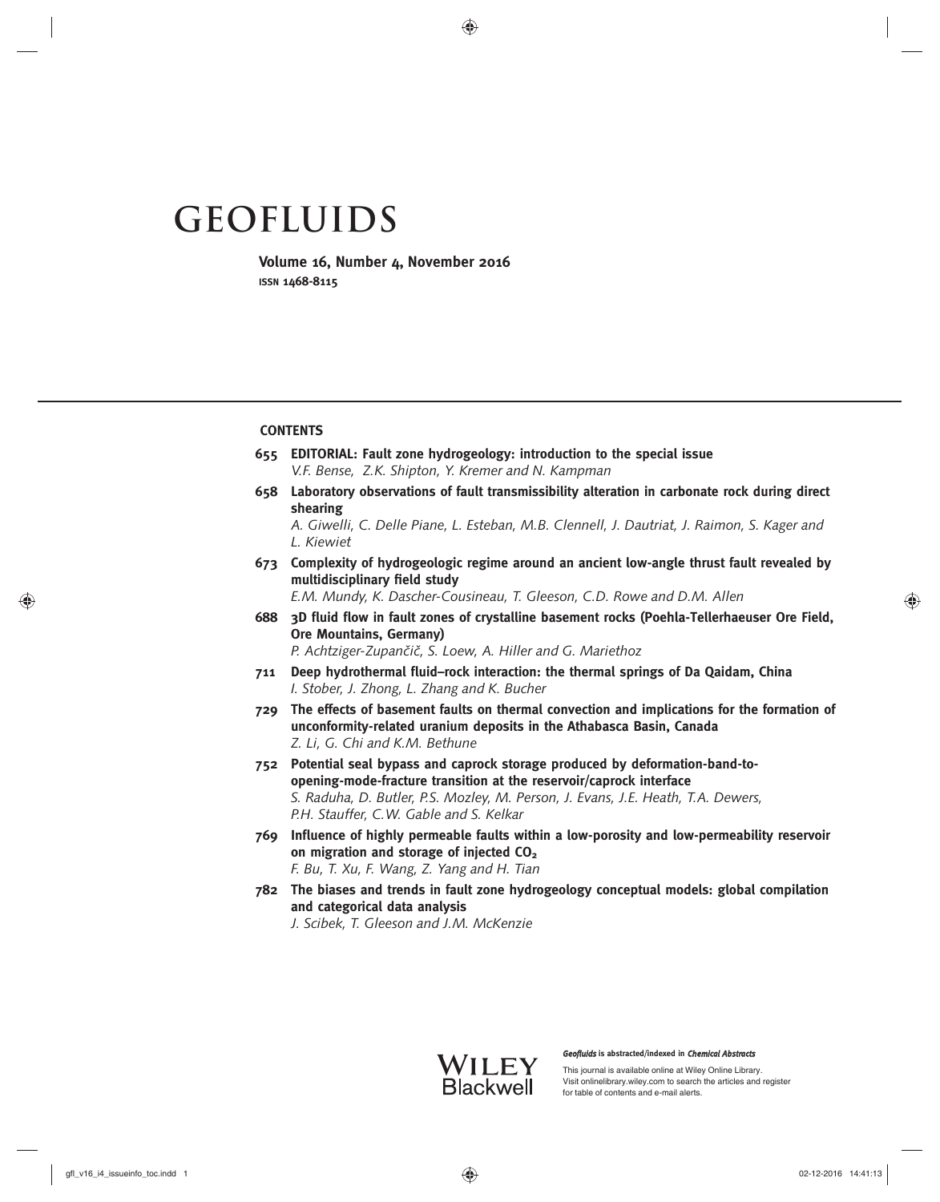# GEOFLUIDS

**Volume 16, Number 4, November 2016**
**ISSN 1468-8115**

## CONTENTS

**655 EDITORIAL: Fault zone hydrogeology: introduction to the special issue**
*V.F. Bense, Z.K. Shipton, Y. Kremer and N. Kampman*

**658 Laboratory observations of fault transmissibility alteration in carbonate rock during direct shearing**
*A. Giwelli, C. Delle Piane, L. Esteban, M.B. Clennell, J. Dautriat, J. Raimon, S. Kager and L. Kiewiet*

**673 Complexity of hydrogeologic regime around an ancient low-angle thrust fault revealed by multidisciplinary field study**
*E.M. Mundy, K. Dascher-Cousineau, T. Gleeson, C.D. Rowe and D.M. Allen*

**688 3D fluid flow in fault zones of crystalline basement rocks (Poehla-Tellerhaeuser Ore Field, Ore Mountains, Germany)**
*P. Achtziger-Zupančič, S. Loew, A. Hiller and G. Mariethoz*

**711 Deep hydrothermal fluid–rock interaction: the thermal springs of Da Qaidam, China**
*I. Stober, J. Zhong, L. Zhang and K. Bucher*

**729 The effects of basement faults on thermal convection and implications for the formation of unconformity-related uranium deposits in the Athabasca Basin, Canada**
*Z. Li, G. Chi and K.M. Bethune*

**752 Potential seal bypass and caprock storage produced by deformation-band-to-opening-mode-fracture transition at the reservoir/caprock interface**
*S. Raduha, D. Butler, P.S. Mozley, M. Person, J. Evans, J.E. Heath, T.A. Dewers, P.H. Stauffer, C.W. Gable and S. Kelkar*

**769 Influence of highly permeable faults within a low-porosity and low-permeability reservoir on migration and storage of injected $CO_2$**
*F. Bu, T. Xu, F. Wang, Z. Yang and H. Tian*

**782 The biases and trends in fault zone hydrogeology conceptual models: global compilation and categorical data analysis**
*J. Scibek, T. Gleeson and J.M. McKenzie*

WILEY Blackwell

***Geofluids* is abstracted/indexed in *Chemical Abstracts***

This journal is available online at Wiley Online Library. Visit onlinelibrary.wiley.com to search the articles and register for table of contents and e-mail alerts.